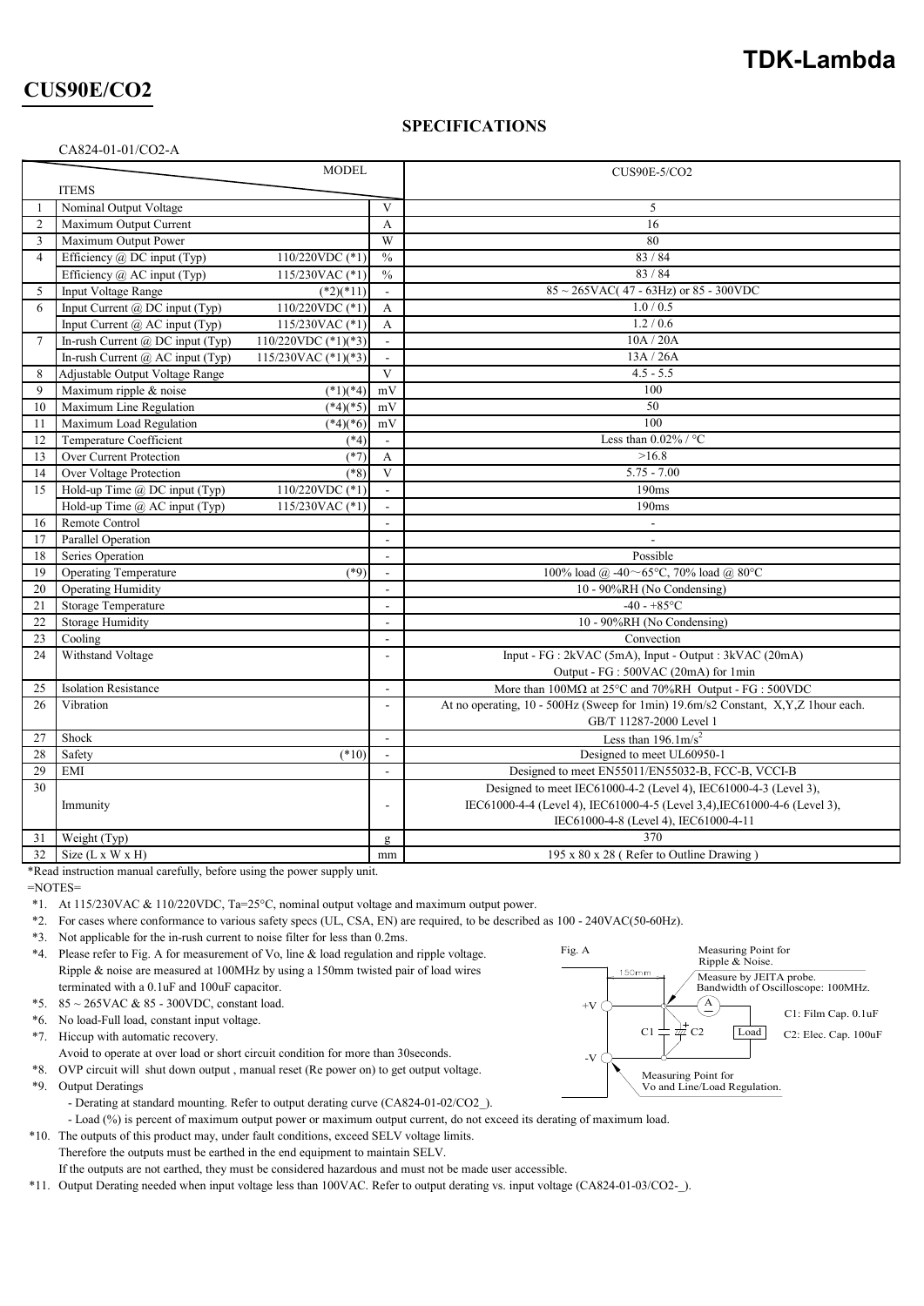# TDK-Lambda

## CUS90E/CO2

### SPECIFICATIONS

CA824-01-01/CO2-A

| | ITEMS / MODEL | | | CUS90E-5/CO2 |
|---|---|---|---|---|
| 1 | Nominal Output Voltage | | V | 5 |
| 2 | Maximum Output Current | | A | 16 |
| 3 | Maximum Output Power | | W | 80 |
| 4 | Efficiency @ DC input (Typ) | 110/220VDC (*1) | % | 83 / 84 |
| | Efficiency @ AC input (Typ) | 115/230VAC (*1) | % | 83 / 84 |
| 5 | Input Voltage Range | (*2)(*11) | - | 85 ~ 265VAC( 47 - 63Hz) or 85 - 300VDC |
| 6 | Input Current @ DC input (Typ) | 110/220VDC (*1) | A | 1.0 / 0.5 |
| | Input Current @ AC input (Typ) | 115/230VAC (*1) | A | 1.2 / 0.6 |
| 7 | In-rush Current @ DC input (Typ) | 110/220VDC (*1)(*3) | - | 10A / 20A |
| | In-rush Current @ AC input (Typ) | 115/230VAC (*1)(*3) | - | 13A / 26A |
| 8 | Adjustable Output Voltage Range | | V | 4.5 - 5.5 |
| 9 | Maximum ripple & noise | (*1)(*4) | mV | 100 |
| 10 | Maximum Line Regulation | (*4)(*5) | mV | 50 |
| 11 | Maximum Load Regulation | (*4)(*6) | mV | 100 |
| 12 | Temperature Coefficient | (*4) | - | Less than 0.02% / °C |
| 13 | Over Current Protection | (*7) | A | >16.8 |
| 14 | Over Voltage Protection | (*8) | V | 5.75 - 7.00 |
| 15 | Hold-up Time @ DC input (Typ) | 110/220VDC (*1) | - | 190ms |
| | Hold-up Time @ AC input (Typ) | 115/230VAC (*1) | - | 190ms |
| 16 | Remote Control | | - | - |
| 17 | Parallel Operation | | - | - |
| 18 | Series Operation | | - | Possible |
| 19 | Operating Temperature | (*9) | - | 100% load @ -40～65°C, 70% load @ 80°C |
| 20 | Operating Humidity | | - | 10 - 90%RH (No Condensing) |
| 21 | Storage Temperature | | - | -40 - +85°C |
| 22 | Storage Humidity | | - | 10 - 90%RH (No Condensing) |
| 23 | Cooling | | - | Convection |
| 24 | Withstand Voltage | | - | Input - FG : 2kVAC (5mA), Input - Output : 3kVAC (20mA) Output - FG : 500VAC (20mA) for 1min |
| 25 | Isolation Resistance | | - | More than 100MΩ at 25°C and 70%RH Output - FG : 500VDC |
| 26 | Vibration | | - | At no operating, 10 - 500Hz (Sweep for 1min) 19.6m/s2 Constant, X,Y,Z 1hour each. GB/T 11287-2000 Level 1 |
| 27 | Shock | | - | Less than 196.1m/s$^2$ |
| 28 | Safety | (*10) | - | Designed to meet UL60950-1 |
| 29 | EMI | | - | Designed to meet EN55011/EN55032-B, FCC-B, VCCI-B |
| 30 | Immunity | | - | Designed to meet IEC61000-4-2 (Level 4), IEC61000-4-3 (Level 3), IEC61000-4-4 (Level 4), IEC61000-4-5 (Level 3,4),IEC61000-4-6 (Level 3), IEC61000-4-8 (Level 4), IEC61000-4-11 |
| 31 | Weight (Typ) | | g | 370 |
| 32 | Size (L x W x H) | | mm | 195 x 80 x 28 ( Refer to Outline Drawing ) |

*Read instruction manual carefully, before using the power supply unit.

=NOTES=

*1. At 115/230VAC & 110/220VDC, Ta=25°C, nominal output voltage and maximum output power.

*2. For cases where conformance to various safety specs (UL, CSA, EN) are required, to be described as 100 - 240VAC(50-60Hz).

*3. Not applicable for the in-rush current to noise filter for less than 0.2ms.

*4. Please refer to Fig. A for measurement of Vo, line & load regulation and ripple voltage. Ripple & noise are measured at 100MHz by using a 150mm twisted pair of load wires terminated with a 0.1uF and 100uF capacitor.

*5. 85 ~ 265VAC & 85 - 300VDC, constant load.

*6. No load-Full load, constant input voltage.

*7. Hiccup with automatic recovery.
Avoid to operate at over load or short circuit condition for more than 30seconds.

*8. OVP circuit will shut down output , manual reset (Re power on) to get output voltage.

*9. Output Deratings
- Derating at standard mounting. Refer to output derating curve (CA824-01-02/CO2_).
- Load (%) is percent of maximum output power or maximum output current, do not exceed its derating of maximum load.

*10. The outputs of this product may, under fault conditions, exceed SELV voltage limits.
Therefore the outputs must be earthed in the end equipment to maintain SELV.
If the outputs are not earthed, they must be considered hazardous and must not be made user accessible.

*11. Output Derating needed when input voltage less than 100VAC. Refer to output derating vs. input voltage (CA824-01-03/CO2-_).

Fig. A

Measuring Point for Ripple & Noise.
Measure by JEITA probe. Bandwidth of Oscilloscope: 100MHz.
150mm
+V
-V
C1
C2
Load
C1: Film Cap. 0.1uF
C2: Elec. Cap. 100uF
Measuring Point for Vo and Line/Load Regulation.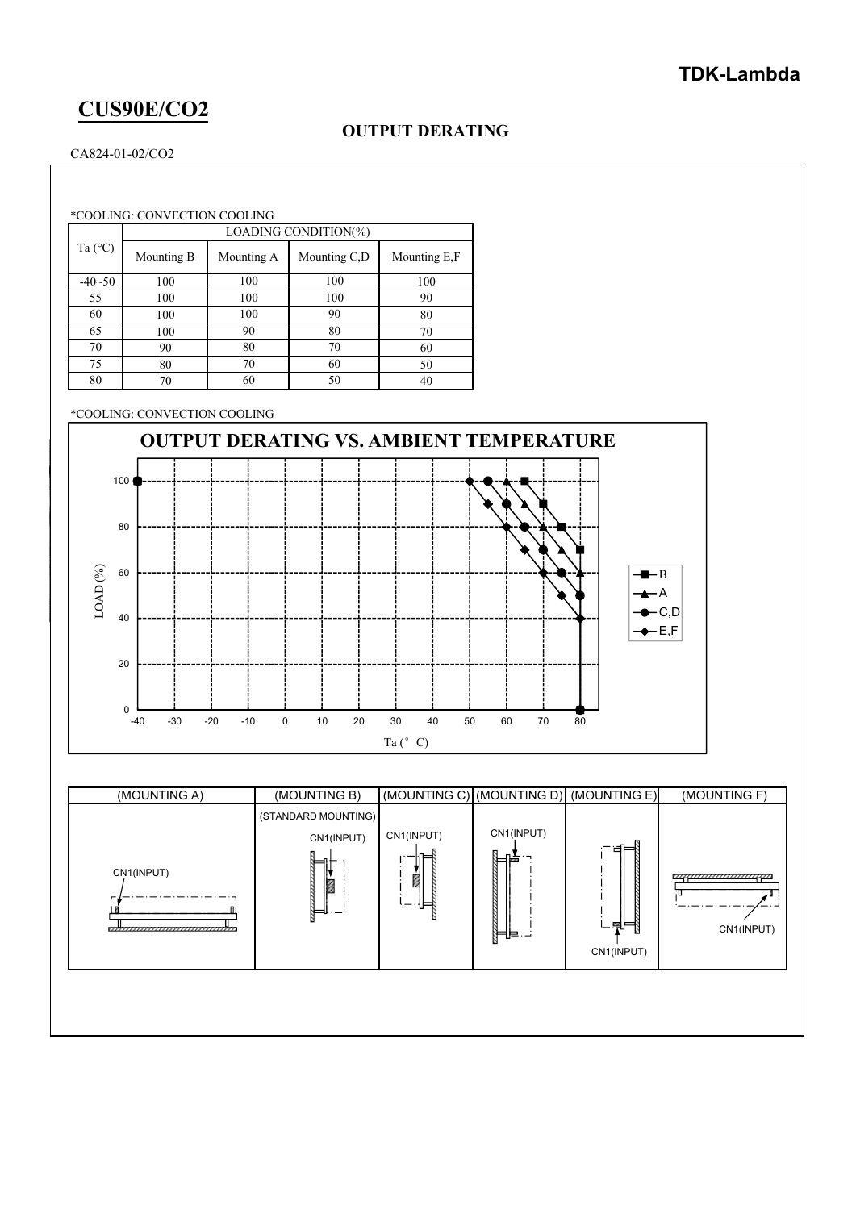# CUS90E/CO2

## OUTPUT DERATING

CA824-01-02/CO2

*COOLING: CONVECTION COOLING

| Ta (°C) | LOADING CONDITION(%) | | | |
|---|---|---|---|---|
| | Mounting B | Mounting A | Mounting C,D | Mounting E,F |
| -40~50 | 100 | 100 | 100 | 100 |
| 55 | 100 | 100 | 100 | 90 |
| 60 | 100 | 100 | 90 | 80 |
| 65 | 100 | 90 | 80 | 70 |
| 70 | 90 | 80 | 70 | 60 |
| 75 | 80 | 70 | 60 | 50 |
| 80 | 70 | 60 | 50 | 40 |

*COOLING: CONVECTION COOLING

**OUTPUT DERATING VS. AMBIENT TEMPERATURE**

LOAD (%) vs. Ta (° C)

Legend: B, A, C,D, E,F

| (MOUNTING A) | (MOUNTING B) | (MOUNTING C) | (MOUNTING D) | (MOUNTING E) | (MOUNTING F) |
|---|---|---|---|---|---|
| CN1(INPUT) | (STANDARD MOUNTING) CN1(INPUT) | CN1(INPUT) | CN1(INPUT) | CN1(INPUT) | CN1(INPUT) |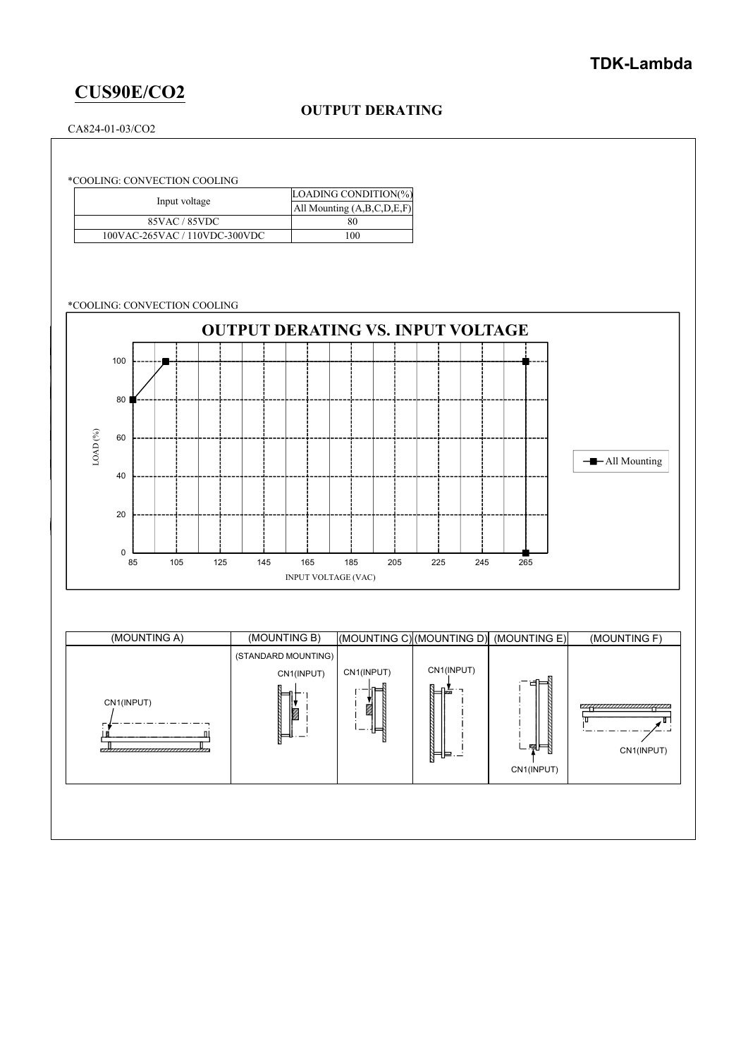TDK-Lambda

# CUS90E/CO2

## OUTPUT DERATING

CA824-01-03/CO2

*COOLING: CONVECTION COOLING

| Input voltage | LOADING CONDITION(%) |
|---|---|
| | All Mounting (A,B,C,D,E,F) |
| 85VAC / 85VDC | 80 |
| 100VAC-265VAC / 110VDC-300VDC | 100 |

*COOLING: CONVECTION COOLING

OUTPUT DERATING VS. INPUT VOLTAGE

LOAD (%)

100
80
60
40
20
0

85 105 125 145 165 185 205 225 245 265

INPUT VOLTAGE (VAC)

All Mounting

(MOUNTING A)
CN1(INPUT)

(MOUNTING B)
(STANDARD MOUNTING)
CN1(INPUT)

(MOUNTING C)
CN1(INPUT)

(MOUNTING D)
CN1(INPUT)

(MOUNTING E)
CN1(INPUT)

(MOUNTING F)
CN1(INPUT)